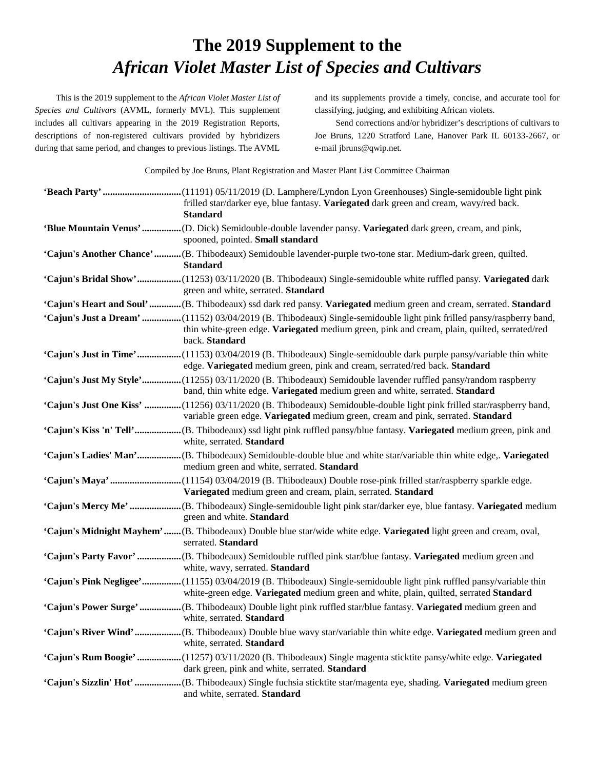# The 2019 Supplement to the *African Violet Master List of Species and Cultivars*

This is the 2019 supplement to the *African Violet Master List of Species and Cultivars* (AVML, formerly MVL). This supplement includes all cultivars appearing in the 2019 Registration Reports, descriptions of non-registered cultivars provided by hybridizers during that same period, and changes to previous listings. The AVML and its supplements provide a timely, concise, and accurate tool for classifying, judging, and exhibiting African violets.

Send corrections and/or hybridizer's descriptions of cultivars to Joe Bruns, 1220 Stratford Lane, Hanover Park IL 60133-2667, or e-mail jbruns@qwip.net.

Compiled by Joe Bruns, Plant Registration and Master Plant List Committee Chairman

**'Beach Party'** ................................(11191) 05/11/2019 (D. Lamphere/Lyndon Lyon Greenhouses) Single-semidouble light pink frilled star/darker eye, blue fantasy. **Variegated** dark green and cream, wavy/red back. **Standard**

**'Blue Mountain Venus'** ................(D. Dick) Semidouble-double lavender pansy. **Variegated** dark green, cream, and pink, spooned, pointed. **Small standard**

**'Cajun's Another Chance'** ...........(B. Thibodeaux) Semidouble lavender-purple two-tone star. Medium-dark green, quilted. **Standard**

**'Cajun's Bridal Show'** ..................(11253) 03/11/2020 (B. Thibodeaux) Single-semidouble white ruffled pansy. **Variegated** dark green and white, serrated. **Standard**

**'Cajun's Heart and Soul'** .............(B. Thibodeaux) ssd dark red pansy. **Variegated** medium green and cream, serrated. **Standard**

**'Cajun's Just a Dream'** ................(11152) 03/04/2019 (B. Thibodeaux) Single-semidouble light pink frilled pansy/raspberry band, thin white-green edge. **Variegated** medium green, pink and cream, plain, quilted, serrated/red back. **Standard**

**'Cajun's Just in Time'** ..................(11153) 03/04/2019 (B. Thibodeaux) Single-semidouble dark purple pansy/variable thin white edge. **Variegated** medium green, pink and cream, serrated/red back. **Standard**

**'Cajun's Just My Style'** ................(11255) 03/11/2020 (B. Thibodeaux) Semidouble lavender ruffled pansy/random raspberry band, thin white edge. **Variegated** medium green and white, serrated. **Standard**

**'Cajun's Just One Kiss'** ...............(11256) 03/11/2020 (B. Thibodeaux) Semidouble-double light pink frilled star/raspberry band, variable green edge. **Variegated** medium green, cream and pink, serrated. **Standard**

**'Cajun's Kiss 'n' Tell'** ...................(B. Thibodeaux) ssd light pink ruffled pansy/blue fantasy. **Variegated** medium green, pink and white, serrated. **Standard**

**'Cajun's Ladies' Man'** ..................(B. Thibodeaux) Semidouble-double blue and white star/variable thin white edge,. **Variegated** medium green and white, serrated. **Standard**

**'Cajun's Maya'** .............................(11154) 03/04/2019 (B. Thibodeaux) Double rose-pink frilled star/raspberry sparkle edge. **Variegated** medium green and cream, plain, serrated. **Standard**

**'Cajun's Mercy Me'** .....................(B. Thibodeaux) Single-semidouble light pink star/darker eye, blue fantasy. **Variegated** medium green and white. **Standard**

**'Cajun's Midnight Mayhem'** .......(B. Thibodeaux) Double blue star/wide white edge. **Variegated** light green and cream, oval, serrated. **Standard**

**'Cajun's Party Favor'** ..................(B. Thibodeaux) Semidouble ruffled pink star/blue fantasy. **Variegated** medium green and white, wavy, serrated. **Standard**

**'Cajun's Pink Negligee'** ................(11155) 03/04/2019 (B. Thibodeaux) Single-semidouble light pink ruffled pansy/variable thin white-green edge. **Variegated** medium green and white, plain, quilted, serrated **Standard**

**'Cajun's Power Surge'** .................(B. Thibodeaux) Double light pink ruffled star/blue fantasy. **Variegated** medium green and white, serrated. **Standard**

**'Cajun's River Wind'** ...................(B. Thibodeaux) Double blue wavy star/variable thin white edge. **Variegated** medium green and white, serrated. **Standard**

**'Cajun's Rum Boogie'** ..................(11257) 03/11/2020 (B. Thibodeaux) Single magenta sticktite pansy/white edge. **Variegated** dark green, pink and white, serrated. **Standard**

**'Cajun's Sizzlin' Hot'** ...................(B. Thibodeaux) Single fuchsia sticktite star/magenta eye, shading. **Variegated** medium green and white, serrated. **Standard**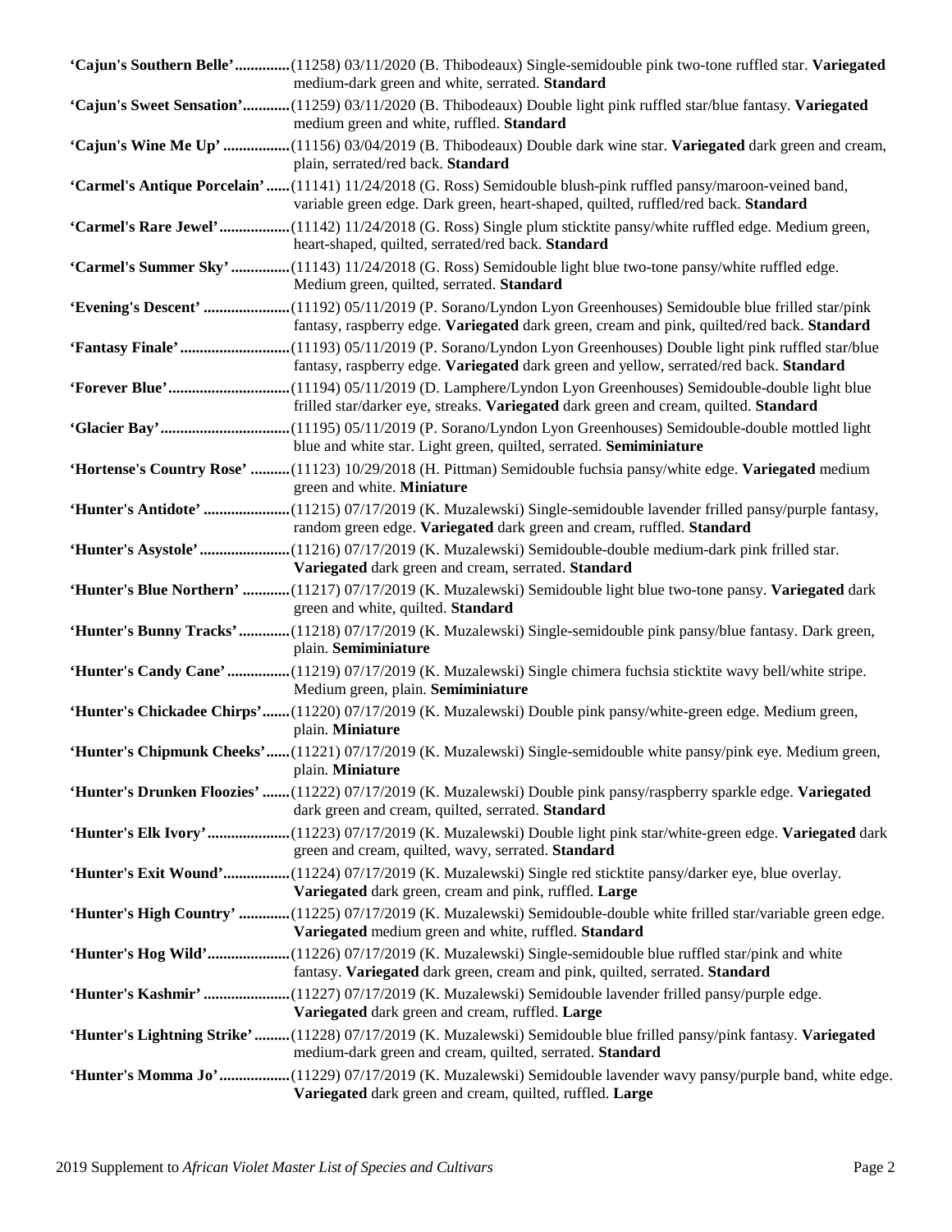**'Cajun's Southern Belle'**..............(11258) 03/11/2020 (B. Thibodeaux) Single-semidouble pink two-tone ruffled star. **Variegated** medium-dark green and white, serrated. **Standard**

**'Cajun's Sweet Sensation'**............(11259) 03/11/2020 (B. Thibodeaux) Double light pink ruffled star/blue fantasy. **Variegated** medium green and white, ruffled. **Standard**

**'Cajun's Wine Me Up'**.................(11156) 03/04/2019 (B. Thibodeaux) Double dark wine star. **Variegated** dark green and cream, plain, serrated/red back. **Standard**

**'Carmel's Antique Porcelain'**......(11141) 11/24/2018 (G. Ross) Semidouble blush-pink ruffled pansy/maroon-veined band, variable green edge. Dark green, heart-shaped, quilted, ruffled/red back. **Standard**

**'Carmel's Rare Jewel'**..................(11142) 11/24/2018 (G. Ross) Single plum sticktite pansy/white ruffled edge. Medium green, heart-shaped, quilted, serrated/red back. **Standard**

**'Carmel's Summer Sky'**...............(11143) 11/24/2018 (G. Ross) Semidouble light blue two-tone pansy/white ruffled edge. Medium green, quilted, serrated. **Standard**

**'Evening's Descent'**......................(11192) 05/11/2019 (P. Sorano/Lyndon Lyon Greenhouses) Semidouble blue frilled star/pink fantasy, raspberry edge. **Variegated** dark green, cream and pink, quilted/red back. **Standard**

**'Fantasy Finale'**............................(11193) 05/11/2019 (P. Sorano/Lyndon Lyon Greenhouses) Double light pink ruffled star/blue fantasy, raspberry edge. **Variegated** dark green and yellow, serrated/red back. **Standard**

**'Forever Blue'**...............................(11194) 05/11/2019 (D. Lamphere/Lyndon Lyon Greenhouses) Semidouble-double light blue frilled star/darker eye, streaks. **Variegated** dark green and cream, quilted. **Standard**

**'Glacier Bay'**.................................(11195) 05/11/2019 (P. Sorano/Lyndon Lyon Greenhouses) Semidouble-double mottled light blue and white star. Light green, quilted, serrated. **Semiminiature**

**'Hortense's Country Rose'**..........(11123) 10/29/2018 (H. Pittman) Semidouble fuchsia pansy/white edge. **Variegated** medium green and white. **Miniature**

**'Hunter's Antidote'**......................(11215) 07/17/2019 (K. Muzalewski) Single-semidouble lavender frilled pansy/purple fantasy, random green edge. **Variegated** dark green and cream, ruffled. **Standard**

**'Hunter's Asystole'**.......................(11216) 07/17/2019 (K. Muzalewski) Semidouble-double medium-dark pink frilled star. **Variegated** dark green and cream, serrated. **Standard**

**'Hunter's Blue Northern'**............(11217) 07/17/2019 (K. Muzalewski) Semidouble light blue two-tone pansy. **Variegated** dark green and white, quilted. **Standard**

**'Hunter's Bunny Tracks'**.............(11218) 07/17/2019 (K. Muzalewski) Single-semidouble pink pansy/blue fantasy. Dark green, plain. **Semiminiature**

**'Hunter's Candy Cane'**................(11219) 07/17/2019 (K. Muzalewski) Single chimera fuchsia sticktite wavy bell/white stripe. Medium green, plain. **Semiminiature**

**'Hunter's Chickadee Chirps'**.......(11220) 07/17/2019 (K. Muzalewski) Double pink pansy/white-green edge. Medium green, plain. **Miniature**

**'Hunter's Chipmunk Cheeks'**......(11221) 07/17/2019 (K. Muzalewski) Single-semidouble white pansy/pink eye. Medium green, plain. **Miniature**

**'Hunter's Drunken Floozies'**.......(11222) 07/17/2019 (K. Muzalewski) Double pink pansy/raspberry sparkle edge. **Variegated** dark green and cream, quilted, serrated. **Standard**

**'Hunter's Elk Ivory'**.....................(11223) 07/17/2019 (K. Muzalewski) Double light pink star/white-green edge. **Variegated** dark green and cream, quilted, wavy, serrated. **Standard**

**'Hunter's Exit Wound'**.................(11224) 07/17/2019 (K. Muzalewski) Single red sticktite pansy/darker eye, blue overlay. **Variegated** dark green, cream and pink, ruffled. **Large**

**'Hunter's High Country'**.............(11225) 07/17/2019 (K. Muzalewski) Semidouble-double white frilled star/variable green edge. **Variegated** medium green and white, ruffled. **Standard**

**'Hunter's Hog Wild'**.....................(11226) 07/17/2019 (K. Muzalewski) Single-semidouble blue ruffled star/pink and white fantasy. **Variegated** dark green, cream and pink, quilted, serrated. **Standard**

**'Hunter's Kashmir'**......................(11227) 07/17/2019 (K. Muzalewski) Semidouble lavender frilled pansy/purple edge. **Variegated** dark green and cream, ruffled. **Large**

**'Hunter's Lightning Strike'**.........(11228) 07/17/2019 (K. Muzalewski) Semidouble blue frilled pansy/pink fantasy. **Variegated** medium-dark green and cream, quilted, serrated. **Standard**

**'Hunter's Momma Jo'**..................(11229) 07/17/2019 (K. Muzalewski) Semidouble lavender wavy pansy/purple band, white edge. **Variegated** dark green and cream, quilted, ruffled. **Large**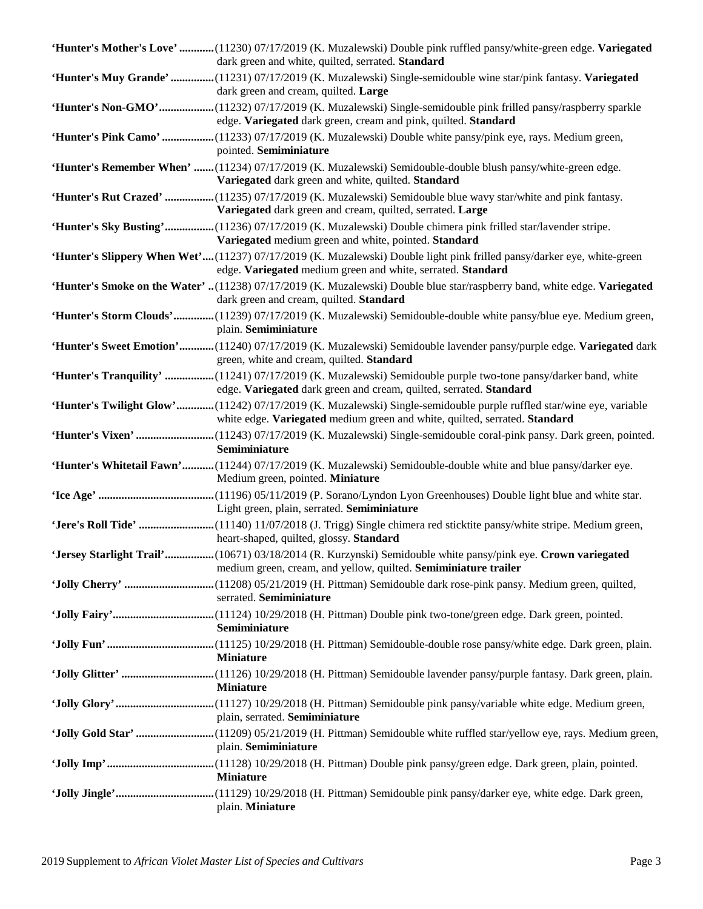**'Hunter's Mother's Love'** ............(11230) 07/17/2019 (K. Muzalewski) Double pink ruffled pansy/white-green edge. **Variegated** dark green and white, quilted, serrated. **Standard**

**'Hunter's Muy Grande'** ...............(11231) 07/17/2019 (K. Muzalewski) Single-semidouble wine star/pink fantasy. **Variegated** dark green and cream, quilted. **Large**

**'Hunter's Non-GMO'**...................(11232) 07/17/2019 (K. Muzalewski) Single-semidouble pink frilled pansy/raspberry sparkle edge. **Variegated** dark green, cream and pink, quilted. **Standard**

**'Hunter's Pink Camo'** ..................(11233) 07/17/2019 (K. Muzalewski) Double white pansy/pink eye, rays. Medium green, pointed. **Semiminiature**

**'Hunter's Remember When'** .......(11234) 07/17/2019 (K. Muzalewski) Semidouble-double blush pansy/white-green edge. **Variegated** dark green and white, quilted. **Standard**

**'Hunter's Rut Crazed'** .................(11235) 07/17/2019 (K. Muzalewski) Semidouble blue wavy star/white and pink fantasy. **Variegated** dark green and cream, quilted, serrated. **Large**

**'Hunter's Sky Busting'**.................(11236) 07/17/2019 (K. Muzalewski) Double chimera pink frilled star/lavender stripe. **Variegated** medium green and white, pointed. **Standard**

**'Hunter's Slippery When Wet'**....(11237) 07/17/2019 (K. Muzalewski) Double light pink frilled pansy/darker eye, white-green edge. **Variegated** medium green and white, serrated. **Standard**

**'Hunter's Smoke on the Water'** ..(11238) 07/17/2019 (K. Muzalewski) Double blue star/raspberry band, white edge. **Variegated** dark green and cream, quilted. **Standard**

**'Hunter's Storm Clouds'**..............(11239) 07/17/2019 (K. Muzalewski) Semidouble-double white pansy/blue eye. Medium green, plain. **Semiminiature**

**'Hunter's Sweet Emotion'**............(11240) 07/17/2019 (K. Muzalewski) Semidouble lavender pansy/purple edge. **Variegated** dark green, white and cream, quilted. **Standard**

**'Hunter's Tranquility'** .................(11241) 07/17/2019 (K. Muzalewski) Semidouble purple two-tone pansy/darker band, white edge. **Variegated** dark green and cream, quilted, serrated. **Standard**

**'Hunter's Twilight Glow'**.............(11242) 07/17/2019 (K. Muzalewski) Single-semidouble purple ruffled star/wine eye, variable white edge. **Variegated** medium green and white, quilted, serrated. **Standard**

**'Hunter's Vixen'** ...........................(11243) 07/17/2019 (K. Muzalewski) Single-semidouble coral-pink pansy. Dark green, pointed. **Semiminiature**

**'Hunter's Whitetail Fawn'**...........(11244) 07/17/2019 (K. Muzalewski) Semidouble-double white and blue pansy/darker eye. Medium green, pointed. **Miniature**

**'Ice Age'** ........................................(11196) 05/11/2019 (P. Sorano/Lyndon Lyon Greenhouses) Double light blue and white star. Light green, plain, serrated. **Semiminiature**

**'Jere's Roll Tide'** ..........................(11140) 11/07/2018 (J. Trigg) Single chimera red sticktite pansy/white stripe. Medium green, heart-shaped, quilted, glossy. **Standard**

**'Jersey Starlight Trail'**.................(10671) 03/18/2014 (R. Kurzynski) Semidouble white pansy/pink eye. **Crown variegated** medium green, cream, and yellow, quilted. **Semiminiature trailer**

**'Jolly Cherry'** ...............................(11208) 05/21/2019 (H. Pittman) Semidouble dark rose-pink pansy. Medium green, quilted, serrated. **Semiminiature**

**'Jolly Fairy'**...................................(11124) 10/29/2018 (H. Pittman) Double pink two-tone/green edge. Dark green, pointed. **Semiminiature**

**'Jolly Fun'**.....................................(11125) 10/29/2018 (H. Pittman) Semidouble-double rose pansy/white edge. Dark green, plain. **Miniature**

**'Jolly Glitter'** ................................(11126) 10/29/2018 (H. Pittman) Semidouble lavender pansy/purple fantasy. Dark green, plain. **Miniature**

**'Jolly Glory'**..................................(11127) 10/29/2018 (H. Pittman) Semidouble pink pansy/variable white edge. Medium green, plain, serrated. **Semiminiature**

**'Jolly Gold Star'** ...........................(11209) 05/21/2019 (H. Pittman) Semidouble white ruffled star/yellow eye, rays. Medium green, plain. **Semiminiature**

**'Jolly Imp'**.....................................(11128) 10/29/2018 (H. Pittman) Double pink pansy/green edge. Dark green, plain, pointed. **Miniature**

**'Jolly Jingle'**..................................(11129) 10/29/2018 (H. Pittman) Semidouble pink pansy/darker eye, white edge. Dark green, plain. **Miniature**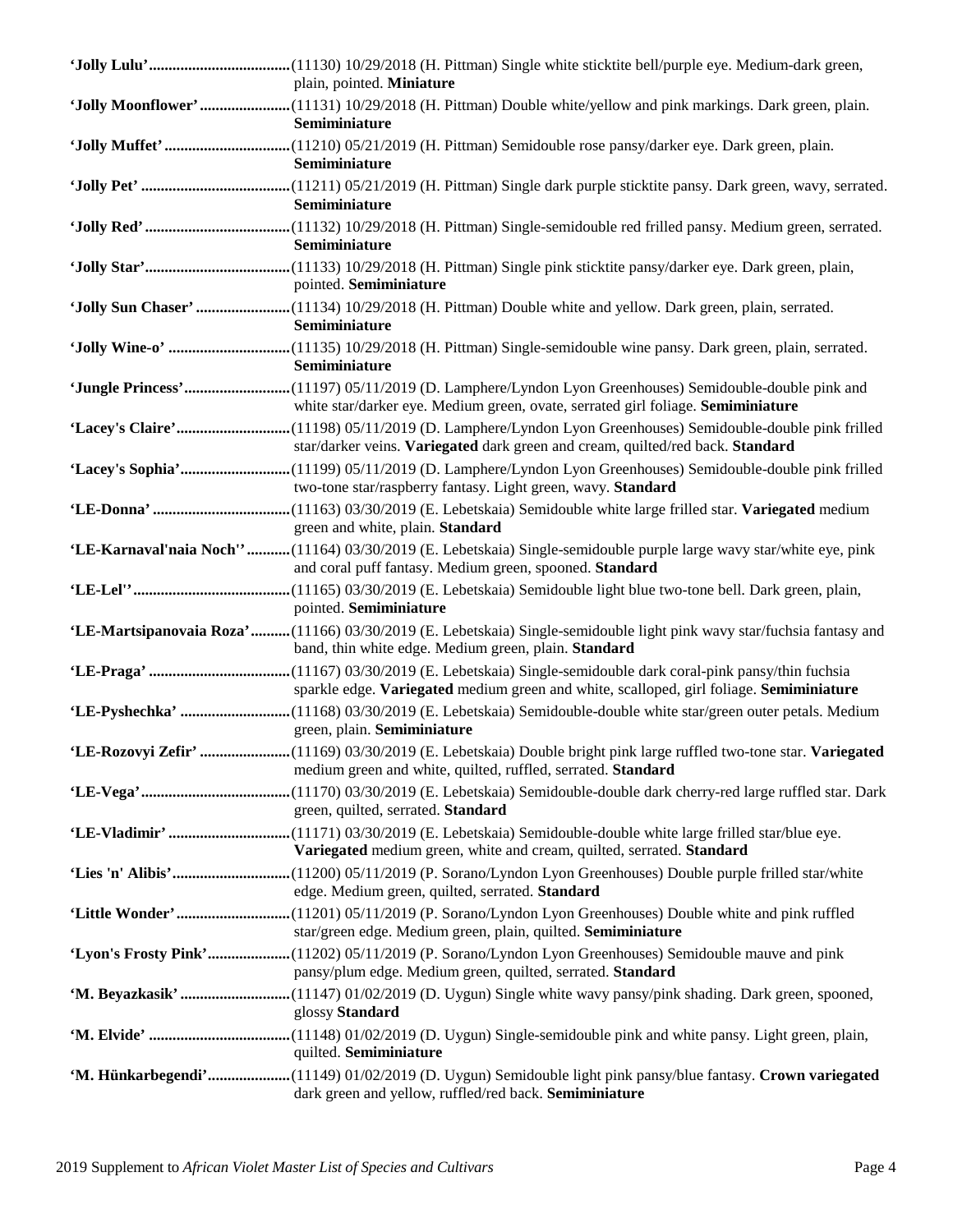**'Jolly Lulu'**....................................(11130) 10/29/2018 (H. Pittman) Single white sticktite bell/purple eye. Medium-dark green, plain, pointed. **Miniature**

**'Jolly Moonflower'**.......................(11131) 10/29/2018 (H. Pittman) Double white/yellow and pink markings. Dark green, plain. **Semiminiature**

**'Jolly Muffet'**................................(11210) 05/21/2019 (H. Pittman) Semidouble rose pansy/darker eye. Dark green, plain. **Semiminiature**

**'Jolly Pet'**......................................(11211) 05/21/2019 (H. Pittman) Single dark purple sticktite pansy. Dark green, wavy, serrated. **Semiminiature**

**'Jolly Red'**.....................................(11132) 10/29/2018 (H. Pittman) Single-semidouble red frilled pansy. Medium green, serrated. **Semiminiature**

**'Jolly Star'**.....................................(11133) 10/29/2018 (H. Pittman) Single pink sticktite pansy/darker eye. Dark green, plain, pointed. **Semiminiature**

**'Jolly Sun Chaser'**........................(11134) 10/29/2018 (H. Pittman) Double white and yellow. Dark green, plain, serrated. **Semiminiature**

**'Jolly Wine-o'**...............................(11135) 10/29/2018 (H. Pittman) Single-semidouble wine pansy. Dark green, plain, serrated. **Semiminiature**

**'Jungle Princess'**...........................(11197) 05/11/2019 (D. Lamphere/Lyndon Lyon Greenhouses) Semidouble-double pink and white star/darker eye. Medium green, ovate, serrated girl foliage. **Semiminiature**

**'Lacey's Claire'**.............................(11198) 05/11/2019 (D. Lamphere/Lyndon Lyon Greenhouses) Semidouble-double pink frilled star/darker veins. **Variegated** dark green and cream, quilted/red back. **Standard**

**'Lacey's Sophia'**............................(11199) 05/11/2019 (D. Lamphere/Lyndon Lyon Greenhouses) Semidouble-double pink frilled two-tone star/raspberry fantasy. Light green, wavy. **Standard**

**'LE-Donna'**...................................(11163) 03/30/2019 (E. Lebetskaia) Semidouble white large frilled star. **Variegated** medium green and white, plain. **Standard**

**'LE-Karnaval'naia Noch''**...........(11164) 03/30/2019 (E. Lebetskaia) Single-semidouble purple large wavy star/white eye, pink and coral puff fantasy. Medium green, spooned. **Standard**

**'LE-Lel''**........................................(11165) 03/30/2019 (E. Lebetskaia) Semidouble light blue two-tone bell. Dark green, plain, pointed. **Semiminiature**

**'LE-Martsipanovaia Roza'**..........(11166) 03/30/2019 (E. Lebetskaia) Single-semidouble light pink wavy star/fuchsia fantasy and band, thin white edge. Medium green, plain. **Standard**

**'LE-Praga'**....................................(11167) 03/30/2019 (E. Lebetskaia) Single-semidouble dark coral-pink pansy/thin fuchsia sparkle edge. **Variegated** medium green and white, scalloped, girl foliage. **Semiminiature**

**'LE-Pyshechka'**............................(11168) 03/30/2019 (E. Lebetskaia) Semidouble-double white star/green outer petals. Medium green, plain. **Semiminiature**

**'LE-Rozovyi Zefir'**.......................(11169) 03/30/2019 (E. Lebetskaia) Double bright pink large ruffled two-tone star. **Variegated** medium green and white, quilted, ruffled, serrated. **Standard**

**'LE-Vega'**......................................(11170) 03/30/2019 (E. Lebetskaia) Semidouble-double dark cherry-red large ruffled star. Dark green, quilted, serrated. **Standard**

**'LE-Vladimir'**...............................(11171) 03/30/2019 (E. Lebetskaia) Semidouble-double white large frilled star/blue eye. **Variegated** medium green, white and cream, quilted, serrated. **Standard**

**'Lies 'n' Alibis'**.............................(11200) 05/11/2019 (P. Sorano/Lyndon Lyon Greenhouses) Double purple frilled star/white edge. Medium green, quilted, serrated. **Standard**

**'Little Wonder'**.............................(11201) 05/11/2019 (P. Sorano/Lyndon Lyon Greenhouses) Double white and pink ruffled star/green edge. Medium green, plain, quilted. **Semiminiature**

**'Lyon's Frosty Pink'**.....................(11202) 05/11/2019 (P. Sorano/Lyndon Lyon Greenhouses) Semidouble mauve and pink pansy/plum edge. Medium green, quilted, serrated. **Standard**

**'M. Beyazkasik'**............................(11147) 01/02/2019 (D. Uygun) Single white wavy pansy/pink shading. Dark green, spooned, glossy **Standard**

**'M. Elvide'**....................................(11148) 01/02/2019 (D. Uygun) Single-semidouble pink and white pansy. Light green, plain, quilted. **Semiminiature**

**'M. Hünkarbegendi'**.....................(11149) 01/02/2019 (D. Uygun) Semidouble light pink pansy/blue fantasy. **Crown variegated** dark green and yellow, ruffled/red back. **Semiminiature**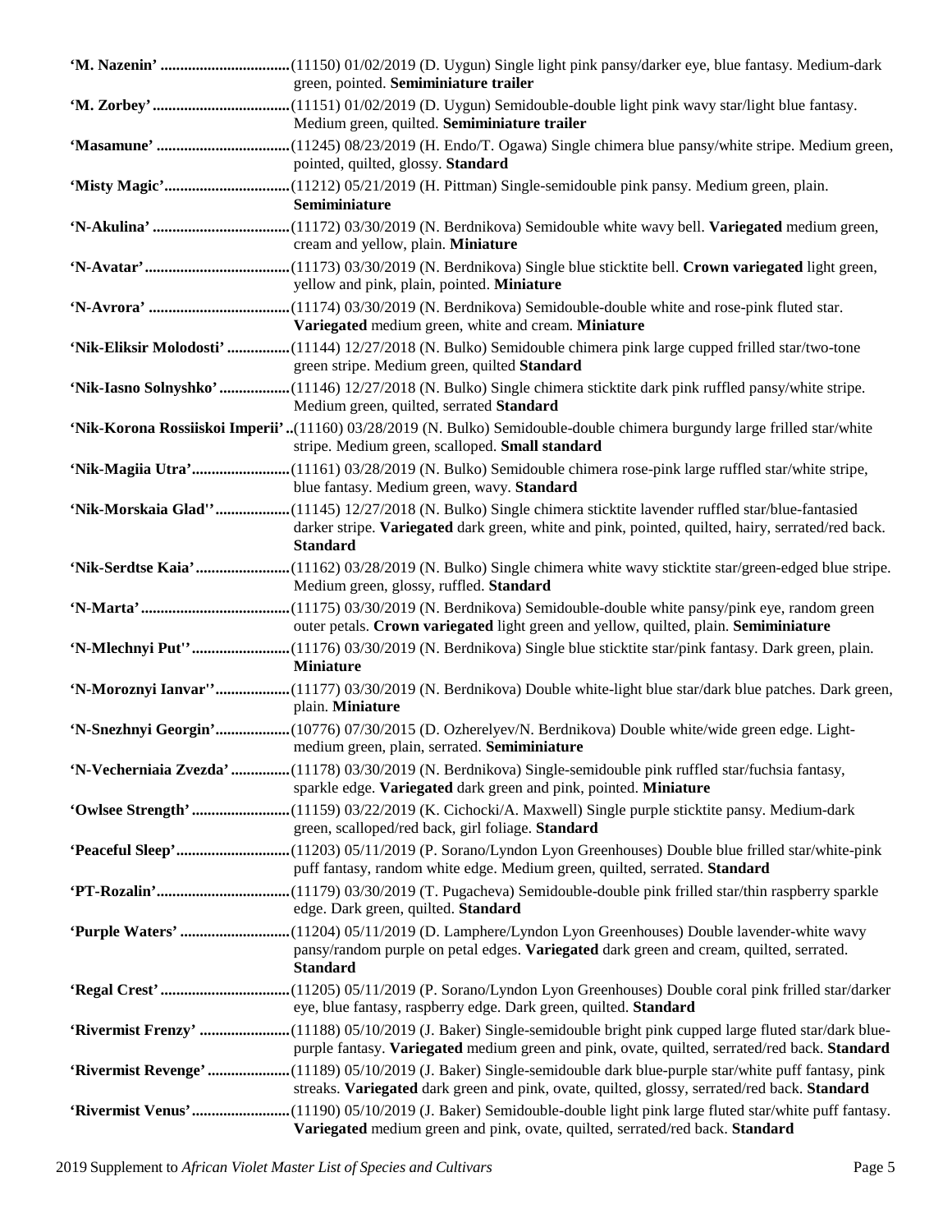**'M. Nazenin'** ................................(11150) 01/02/2019 (D. Uygun) Single light pink pansy/darker eye, blue fantasy. Medium-dark green, pointed. **Semiminiature trailer**

**'M. Zorbey'** ..................................(11151) 01/02/2019 (D. Uygun) Semidouble-double light pink wavy star/light blue fantasy. Medium green, quilted. **Semiminiature trailer**

**'Masamune'** ..................................(11245) 08/23/2019 (H. Endo/T. Ogawa) Single chimera blue pansy/white stripe. Medium green, pointed, quilted, glossy. **Standard**

**'Misty Magic'**................................(11212) 05/21/2019 (H. Pittman) Single-semidouble pink pansy. Medium green, plain. **Semiminiature**

**'N-Akulina'** ..................................(11172) 03/30/2019 (N. Berdnikova) Semidouble white wavy bell. **Variegated** medium green, cream and yellow, plain. **Miniature**

**'N-Avatar'**.....................................(11173) 03/30/2019 (N. Berdnikova) Single blue sticktite bell. **Crown variegated** light green, yellow and pink, plain, pointed. **Miniature**

**'N-Avrora'** ....................................(11174) 03/30/2019 (N. Berdnikova) Semidouble-double white and rose-pink fluted star. **Variegated** medium green, white and cream. **Miniature**

**'Nik-Eliksir Molodosti'** ................(11144) 12/27/2018 (N. Bulko) Semidouble chimera pink large cupped frilled star/two-tone green stripe. Medium green, quilted **Standard**

**'Nik-Iasno Solnyshko'** ..................(11146) 12/27/2018 (N. Bulko) Single chimera sticktite dark pink ruffled pansy/white stripe. Medium green, quilted, serrated **Standard**

**'Nik-Korona Rossiiskoi Imperii'** ..(11160) 03/28/2019 (N. Bulko) Semidouble-double chimera burgundy large frilled star/white stripe. Medium green, scalloped. **Small standard**

**'Nik-Magiia Utra'**.........................(11161) 03/28/2019 (N. Bulko) Semidouble chimera rose-pink large ruffled star/white stripe, blue fantasy. Medium green, wavy. **Standard**

**'Nik-Morskaia Glad''** ...................(11145) 12/27/2018 (N. Bulko) Single chimera sticktite lavender ruffled star/blue-fantasied darker stripe. **Variegated** dark green, white and pink, pointed, quilted, hairy, serrated/red back. **Standard**

**'Nik-Serdtse Kaia'**........................(11162) 03/28/2019 (N. Bulko) Single chimera white wavy sticktite star/green-edged blue stripe. Medium green, glossy, ruffled. **Standard**

**'N-Marta'**......................................(11175) 03/30/2019 (N. Berdnikova) Semidouble-double white pansy/pink eye, random green outer petals. **Crown variegated** light green and yellow, quilted, plain. **Semiminiature**

**'N-Mlechnyi Put''** .........................(11176) 03/30/2019 (N. Berdnikova) Single blue sticktite star/pink fantasy. Dark green, plain. **Miniature**

**'N-Moroznyi Ianvar''**...................(11177) 03/30/2019 (N. Berdnikova) Double white-light blue star/dark blue patches. Dark green, plain. **Miniature**

**'N-Snezhnyi Georgin'**...................(10776) 07/30/2015 (D. Ozherelyev/N. Berdnikova) Double white/wide green edge. Light-medium green, plain, serrated. **Semiminiature**

**'N-Vecherniaia Zvezda'** ...............(11178) 03/30/2019 (N. Berdnikova) Single-semidouble pink ruffled star/fuchsia fantasy, sparkle edge. **Variegated** dark green and pink, pointed. **Miniature**

**'Owlsee Strength'** .........................(11159) 03/22/2019 (K. Cichocki/A. Maxwell) Single purple sticktite pansy. Medium-dark green, scalloped/red back, girl foliage. **Standard**

**'Peaceful Sleep'**............................(11203) 05/11/2019 (P. Sorano/Lyndon Lyon Greenhouses) Double blue frilled star/white-pink puff fantasy, random white edge. Medium green, quilted, serrated. **Standard**

**'PT-Rozalin'**.................................(11179) 03/30/2019 (T. Pugacheva) Semidouble-double pink frilled star/thin raspberry sparkle edge. Dark green, quilted. **Standard**

**'Purple Waters'** ............................(11204) 05/11/2019 (D. Lamphere/Lyndon Lyon Greenhouses) Double lavender-white wavy pansy/random purple on petal edges. **Variegated** dark green and cream, quilted, serrated. **Standard**

**'Regal Crest'** ................................(11205) 05/11/2019 (P. Sorano/Lyndon Lyon Greenhouses) Double coral pink frilled star/darker eye, blue fantasy, raspberry edge. Dark green, quilted. **Standard**

**'Rivermist Frenzy'** .......................(11188) 05/10/2019 (J. Baker) Single-semidouble bright pink cupped large fluted star/dark blue-purple fantasy. **Variegated** medium green and pink, ovate, quilted, serrated/red back. **Standard**

**'Rivermist Revenge'** .....................(11189) 05/10/2019 (J. Baker) Single-semidouble dark blue-purple star/white puff fantasy, pink streaks. **Variegated** dark green and pink, ovate, quilted, glossy, serrated/red back. **Standard**

**'Rivermist Venus'**.........................(11190) 05/10/2019 (J. Baker) Semidouble-double light pink large fluted star/white puff fantasy. **Variegated** medium green and pink, ovate, quilted, serrated/red back. **Standard**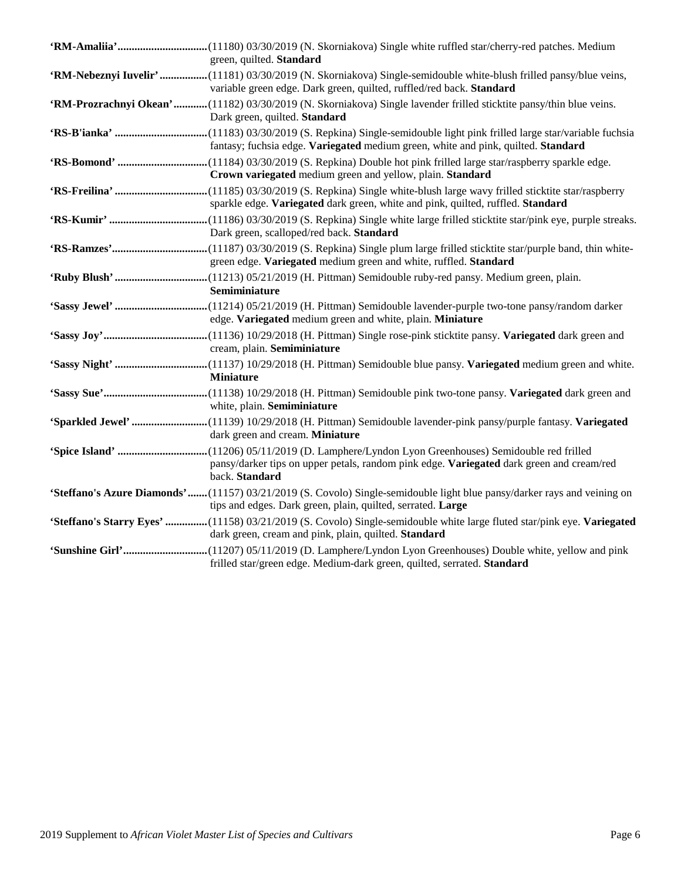**'RM-Amaliia'**................................(11180) 03/30/2019 (N. Skorniakova) Single white ruffled star/cherry-red patches. Medium green, quilted. **Standard**

**'RM-Nebeznyi Iuvelir'**.................(11181) 03/30/2019 (N. Skorniakova) Single-semidouble white-blush frilled pansy/blue veins, variable green edge. Dark green, quilted, ruffled/red back. **Standard**

**'RM-Prozrachnyi Okean'**............(11182) 03/30/2019 (N. Skorniakova) Single lavender frilled sticktite pansy/thin blue veins. Dark green, quilted. **Standard**

**'RS-B'ianka'** ................................(11183) 03/30/2019 (S. Repkina) Single-semidouble light pink frilled large star/variable fuchsia fantasy; fuchsia edge. **Variegated** medium green, white and pink, quilted. **Standard**

**'RS-Bomond'** ................................(11184) 03/30/2019 (S. Repkina) Double hot pink frilled large star/raspberry sparkle edge. **Crown variegated** medium green and yellow, plain. **Standard**

**'RS-Freilina'** ................................(11185) 03/30/2019 (S. Repkina) Single white-blush large wavy frilled sticktite star/raspberry sparkle edge. **Variegated** dark green, white and pink, quilted, ruffled. **Standard**

**'RS-Kumir'** ..................................(11186) 03/30/2019 (S. Repkina) Single white large frilled sticktite star/pink eye, purple streaks. Dark green, scalloped/red back. **Standard**

**'RS-Ramzes'**.................................(11187) 03/30/2019 (S. Repkina) Single plum large frilled sticktite star/purple band, thin white-green edge. **Variegated** medium green and white, ruffled. **Standard**

**'Ruby Blush'** ................................(11213) 05/21/2019 (H. Pittman) Semidouble ruby-red pansy. Medium green, plain. **Semiminiature**

**'Sassy Jewel'** ................................(11214) 05/21/2019 (H. Pittman) Semidouble lavender-purple two-tone pansy/random darker edge. **Variegated** medium green and white, plain. **Miniature**

**'Sassy Joy'**....................................(11136) 10/29/2018 (H. Pittman) Single rose-pink sticktite pansy. **Variegated** dark green and cream, plain. **Semiminiature**

**'Sassy Night'** ................................(11137) 10/29/2018 (H. Pittman) Semidouble blue pansy. **Variegated** medium green and white. **Miniature**

**'Sassy Sue'**....................................(11138) 10/29/2018 (H. Pittman) Semidouble pink two-tone pansy. **Variegated** dark green and white, plain. **Semiminiature**

**'Sparkled Jewel'** ..........................(11139) 10/29/2018 (H. Pittman) Semidouble lavender-pink pansy/purple fantasy. **Variegated** dark green and cream. **Miniature**

**'Spice Island'** ...............................(11206) 05/11/2019 (D. Lamphere/Lyndon Lyon Greenhouses) Semidouble red frilled pansy/darker tips on upper petals, random pink edge. **Variegated** dark green and cream/red back. **Standard**

**'Steffano's Azure Diamonds'**.......(11157) 03/21/2019 (S. Covolo) Single-semidouble light blue pansy/darker rays and veining on tips and edges. Dark green, plain, quilted, serrated. **Large**

**'Steffano's Starry Eyes'** ...............(11158) 03/21/2019 (S. Covolo) Single-semidouble white large fluted star/pink eye. **Variegated** dark green, cream and pink, plain, quilted. **Standard**

**'Sunshine Girl'**.............................(11207) 05/11/2019 (D. Lamphere/Lyndon Lyon Greenhouses) Double white, yellow and pink frilled star/green edge. Medium-dark green, quilted, serrated. **Standard**